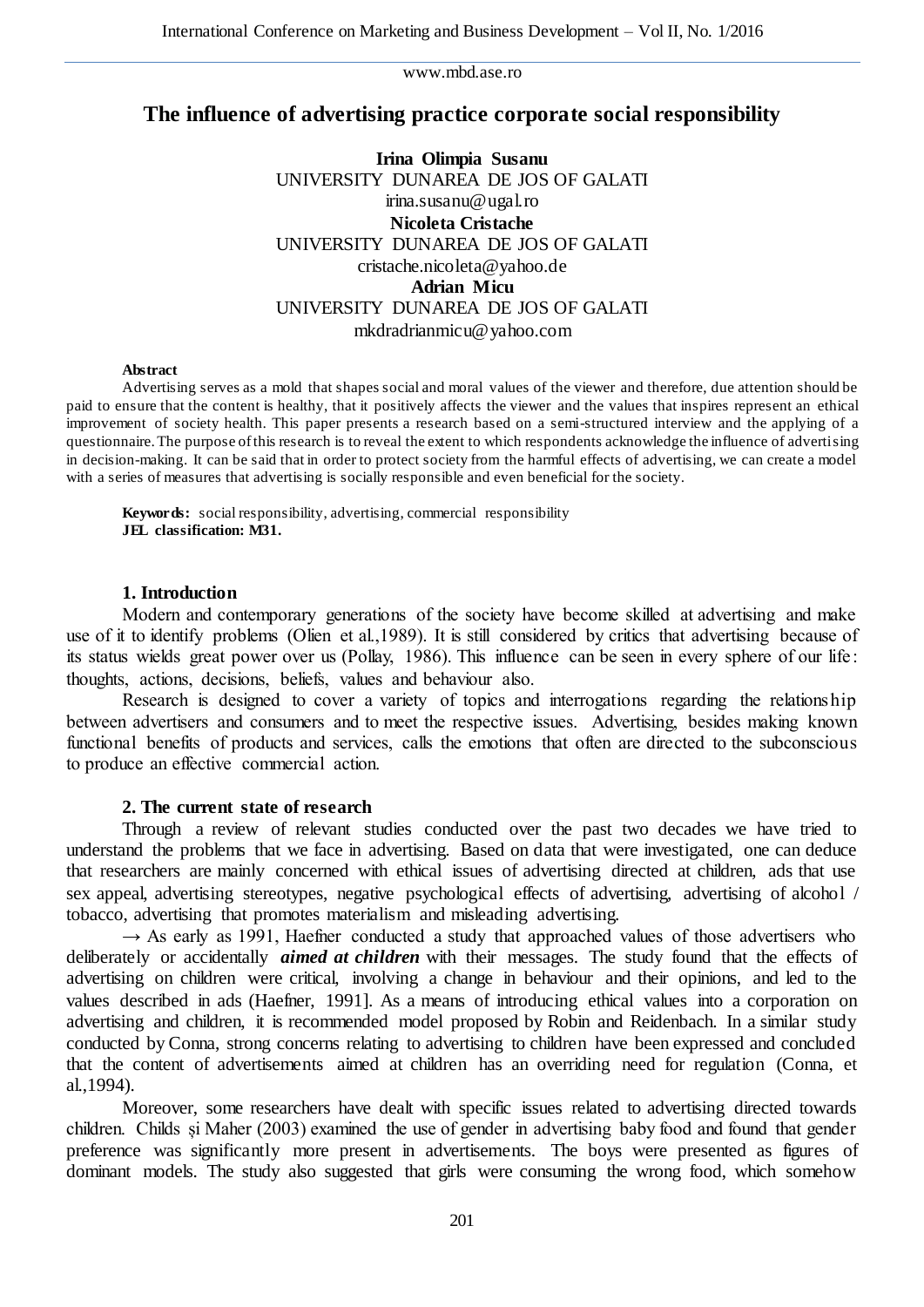# The influence of advertising practice corporate social responsibility

**Irina Olimpia Susanu**
UNIVERSITY DUNAREA DE JOS OF GALATI
irina.susanu@ugal.ro
**Nicoleta Cristache**
UNIVERSITY DUNAREA DE JOS OF GALATI
cristache.nicoleta@yahoo.de
**Adrian Micu**
UNIVERSITY DUNAREA DE JOS OF GALATI
mkdradrianmicu@yahoo.com

**Abstract**

Advertising serves as a mold that shapes social and moral values of the viewer and therefore, due attention should be paid to ensure that the content is healthy, that it positively affects the viewer and the values that inspires represent an ethical improvement of society health. This paper presents a research based on a semi-structured interview and the applying of a questionnaire. The purpose of this research is to reveal the extent to which respondents acknowledge the influence of advertising in decision-making. It can be said that in order to protect society from the harmful effects of advertising, we can create a model with a series of measures that advertising is socially responsible and even beneficial for the society.

**Keywords:** social responsibility, advertising, commercial responsibility
**JEL classification: M31.**

## 1. Introduction

Modern and contemporary generations of the society have become skilled at advertising and make use of it to identify problems (Olien et al.,1989). It is still considered by critics that advertising because of its status wields great power over us (Pollay, 1986). This influence can be seen in every sphere of our life: thoughts, actions, decisions, beliefs, values and behaviour also.

Research is designed to cover a variety of topics and interrogations regarding the relationship between advertisers and consumers and to meet the respective issues. Advertising, besides making known functional benefits of products and services, calls the emotions that often are directed to the subconscious to produce an effective commercial action.

## 2. The current state of research

Through a review of relevant studies conducted over the past two decades we have tried to understand the problems that we face in advertising. Based on data that were investigated, one can deduce that researchers are mainly concerned with ethical issues of advertising directed at children, ads that use sex appeal, advertising stereotypes, negative psychological effects of advertising, advertising of alcohol / tobacco, advertising that promotes materialism and misleading advertising.

→ As early as 1991, Haefner conducted a study that approached values of those advertisers who deliberately or accidentally ***aimed at children*** with their messages. The study found that the effects of advertising on children were critical, involving a change in behaviour and their opinions, and led to the values described in ads (Haefner, 1991]. As a means of introducing ethical values into a corporation on advertising and children, it is recommended model proposed by Robin and Reidenbach. In a similar study conducted by Conna, strong concerns relating to advertising to children have been expressed and concluded that the content of advertisements aimed at children has an overriding need for regulation (Conna, et al.,1994).

Moreover, some researchers have dealt with specific issues related to advertising directed towards children. Childs și Maher (2003) examined the use of gender in advertising baby food and found that gender preference was significantly more present in advertisements. The boys were presented as figures of dominant models. The study also suggested that girls were consuming the wrong food, which somehow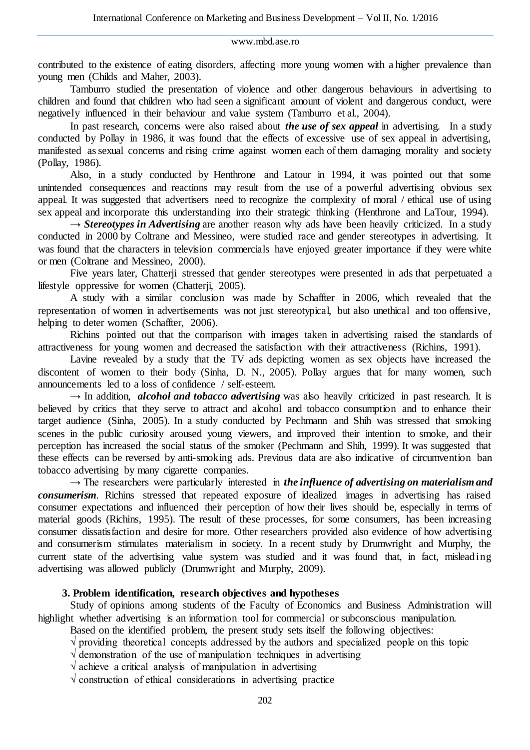contributed to the existence of eating disorders, affecting more young women with a higher prevalence than young men (Childs and Maher, 2003).

Tamburro studied the presentation of violence and other dangerous behaviours in advertising to children and found that children who had seen a significant amount of violent and dangerous conduct, were negatively influenced in their behaviour and value system (Tamburro et al., 2004).

In past research, concerns were also raised about ***the use of sex appeal*** in advertising. In a study conducted by Pollay in 1986, it was found that the effects of excessive use of sex appeal in advertising, manifested as sexual concerns and rising crime against women each of them damaging morality and society (Pollay, 1986).

Also, in a study conducted by Henthrone and Latour in 1994, it was pointed out that some unintended consequences and reactions may result from the use of a powerful advertising obvious sex appeal. It was suggested that advertisers need to recognize the complexity of moral / ethical use of using sex appeal and incorporate this understanding into their strategic thinking (Henthrone and LaTour, 1994).

→ ***Stereotypes in Advertising*** are another reason why ads have been heavily criticized. In a study conducted in 2000 by Coltrane and Messineo, were studied race and gender stereotypes in advertising. It was found that the characters in television commercials have enjoyed greater importance if they were white or men (Coltrane and Messineo, 2000).

Five years later, Chatterji stressed that gender stereotypes were presented in ads that perpetuated a lifestyle oppressive for women (Chatterji, 2005).

A study with a similar conclusion was made by Schaffter in 2006, which revealed that the representation of women in advertisements was not just stereotypical, but also unethical and too offensive, helping to deter women (Schaffter, 2006).

Richins pointed out that the comparison with images taken in advertising raised the standards of attractiveness for young women and decreased the satisfaction with their attractiveness (Richins, 1991).

Lavine revealed by a study that the TV ads depicting women as sex objects have increased the discontent of women to their body (Sinha, D. N., 2005). Pollay argues that for many women, such announcements led to a loss of confidence / self-esteem.

→ In addition, ***alcohol and tobacco advertising*** was also heavily criticized in past research. It is believed by critics that they serve to attract and alcohol and tobacco consumption and to enhance their target audience (Sinha, 2005). In a study conducted by Pechmann and Shih was stressed that smoking scenes in the public curiosity aroused young viewers, and improved their intention to smoke, and their perception has increased the social status of the smoker (Pechmann and Shih, 1999). It was suggested that these effects can be reversed by anti-smoking ads. Previous data are also indicative of circumvention ban tobacco advertising by many cigarette companies.

→ The researchers were particularly interested in ***the influence of advertising on materialism and consumerism***. Richins stressed that repeated exposure of idealized images in advertising has raised consumer expectations and influenced their perception of how their lives should be, especially in terms of material goods (Richins, 1995). The result of these processes, for some consumers, has been increasing consumer dissatisfaction and desire for more. Other researchers provided also evidence of how advertising and consumerism stimulates materialism in society. In a recent study by Drumwright and Murphy, the current state of the advertising value system was studied and it was found that, in fact, misleading advertising was allowed publicly (Drumwright and Murphy, 2009).

## 3. Problem identification, research objectives and hypotheses

Study of opinions among students of the Faculty of Economics and Business Administration will highlight whether advertising is an information tool for commercial or subconscious manipulation.

Based on the identified problem, the present study sets itself the following objectives:

√ providing theoretical concepts addressed by the authors and specialized people on this topic

√ demonstration of the use of manipulation techniques in advertising

√ achieve a critical analysis of manipulation in advertising

√ construction of ethical considerations in advertising practice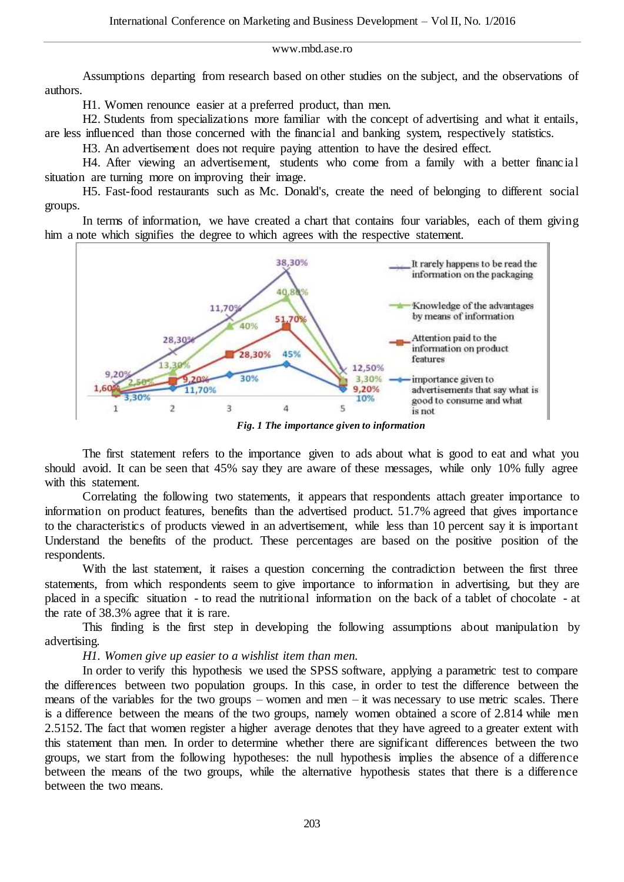Assumptions departing from research based on other studies on the subject, and the observations of authors.

H1. Women renounce easier at a preferred product, than men.

H2. Students from specializations more familiar with the concept of advertising and what it entails, are less influenced than those concerned with the financial and banking system, respectively statistics.

H3. An advertisement does not require paying attention to have the desired effect.

H4. After viewing an advertisement, students who come from a family with a better financial situation are turning more on improving their image.

H5. Fast-food restaurants such as Mc. Donald's, create the need of belonging to different social groups.

In terms of information, we have created a chart that contains four variables, each of them giving him a note which signifies the degree to which agrees with the respective statement.

*Fig. 1 The importance given to information*

The first statement refers to the importance given to ads about what is good to eat and what you should avoid. It can be seen that 45% say they are aware of these messages, while only 10% fully agree with this statement.

Correlating the following two statements, it appears that respondents attach greater importance to information on product features, benefits than the advertised product. 51.7% agreed that gives importance to the characteristics of products viewed in an advertisement, while less than 10 percent say it is important Understand the benefits of the product. These percentages are based on the positive position of the respondents.

With the last statement, it raises a question concerning the contradiction between the first three statements, from which respondents seem to give importance to information in advertising, but they are placed in a specific situation - to read the nutritional information on the back of a tablet of chocolate - at the rate of 38.3% agree that it is rare.

This finding is the first step in developing the following assumptions about manipulation by advertising.

*H1. Women give up easier to a wishlist item than men.*

In order to verify this hypothesis we used the SPSS software, applying a parametric test to compare the differences between two population groups. In this case, in order to test the difference between the means of the variables for the two groups – women and men – it was necessary to use metric scales. There is a difference between the means of the two groups, namely women obtained a score of 2.814 while men 2.5152. The fact that women register a higher average denotes that they have agreed to a greater extent with this statement than men. In order to determine whether there are significant differences between the two groups, we start from the following hypotheses: the null hypothesis implies the absence of a difference between the means of the two groups, while the alternative hypothesis states that there is a difference between the two means.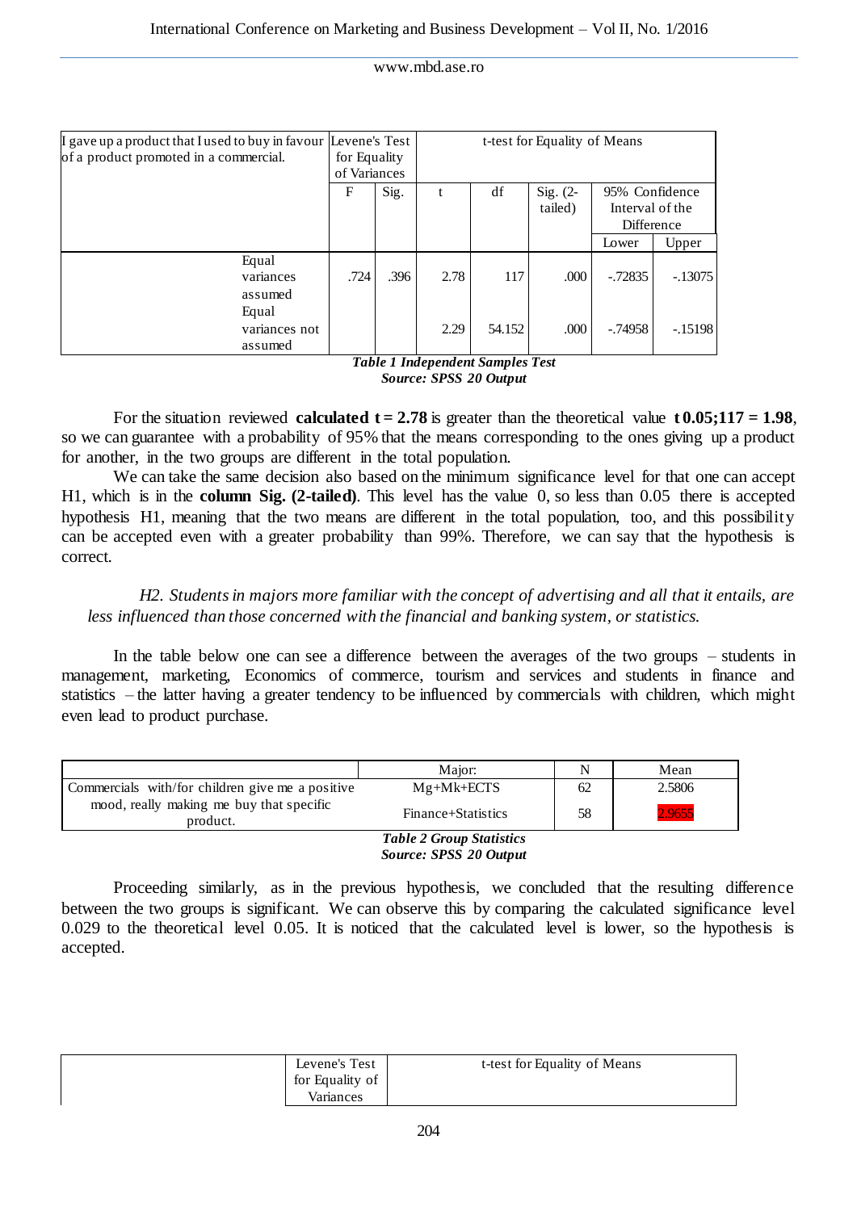| I gave up a product that I used to buy in favour of a product promoted in a commercial. | Levene's Test for Equality of Variances | | t-test for Equality of Means | | | | |
|---|---|---|---|---|---|---|---|
| | F | Sig. | t | df | Sig. (2-tailed) | 95% Confidence Interval of the Difference | |
| | | | | | | Lower | Upper |
| Equal variances assumed | .724 | .396 | 2.78 | 117 | .000 | -.72835 | -.13075 |
| Equal variances not assumed | | | 2.29 | 54.152 | .000 | -.74958 | -.15198 |

***Table 1 Independent Samples Test***
***Source: SPSS 20 Output***

For the situation reviewed **calculated t = 2.78** is greater than the theoretical value **$t_{0.05;117}$ = 1.98**, so we can guarantee with a probability of 95% that the means corresponding to the ones giving up a product for another, in the two groups are different in the total population.

We can take the same decision also based on the minimum significance level for that one can accept H1, which is in the **column Sig. (2-tailed)**. This level has the value 0, so less than 0.05 there is accepted hypothesis H1, meaning that the two means are different in the total population, too, and this possibility can be accepted even with a greater probability than 99%. Therefore, we can say that the hypothesis is correct.

*H2. Students in majors more familiar with the concept of advertising and all that it entails, are less influenced than those concerned with the financial and banking system, or statistics.*

In the table below one can see a difference between the averages of the two groups – students in management, marketing, Economics of commerce, tourism and services and students in finance and statistics – the latter having a greater tendency to be influenced by commercials with children, which might even lead to product purchase.

| | Major: | N | Mean |
|---|---|---|---|
| Commercials with/for children give me a positive mood, really making me buy that specific product. | Mg+Mk+ECTS | 62 | 2.5806 |
| | Finance+Statistics | 58 | 2.9655 |

***Table 2 Group Statistics***
***Source: SPSS 20 Output***

Proceeding similarly, as in the previous hypothesis, we concluded that the resulting difference between the two groups is significant. We can observe this by comparing the calculated significance level 0.029 to the theoretical level 0.05. It is noticed that the calculated level is lower, so the hypothesis is accepted.

| | Levene's Test for Equality of Variances | t-test for Equality of Means |
|---|---|---|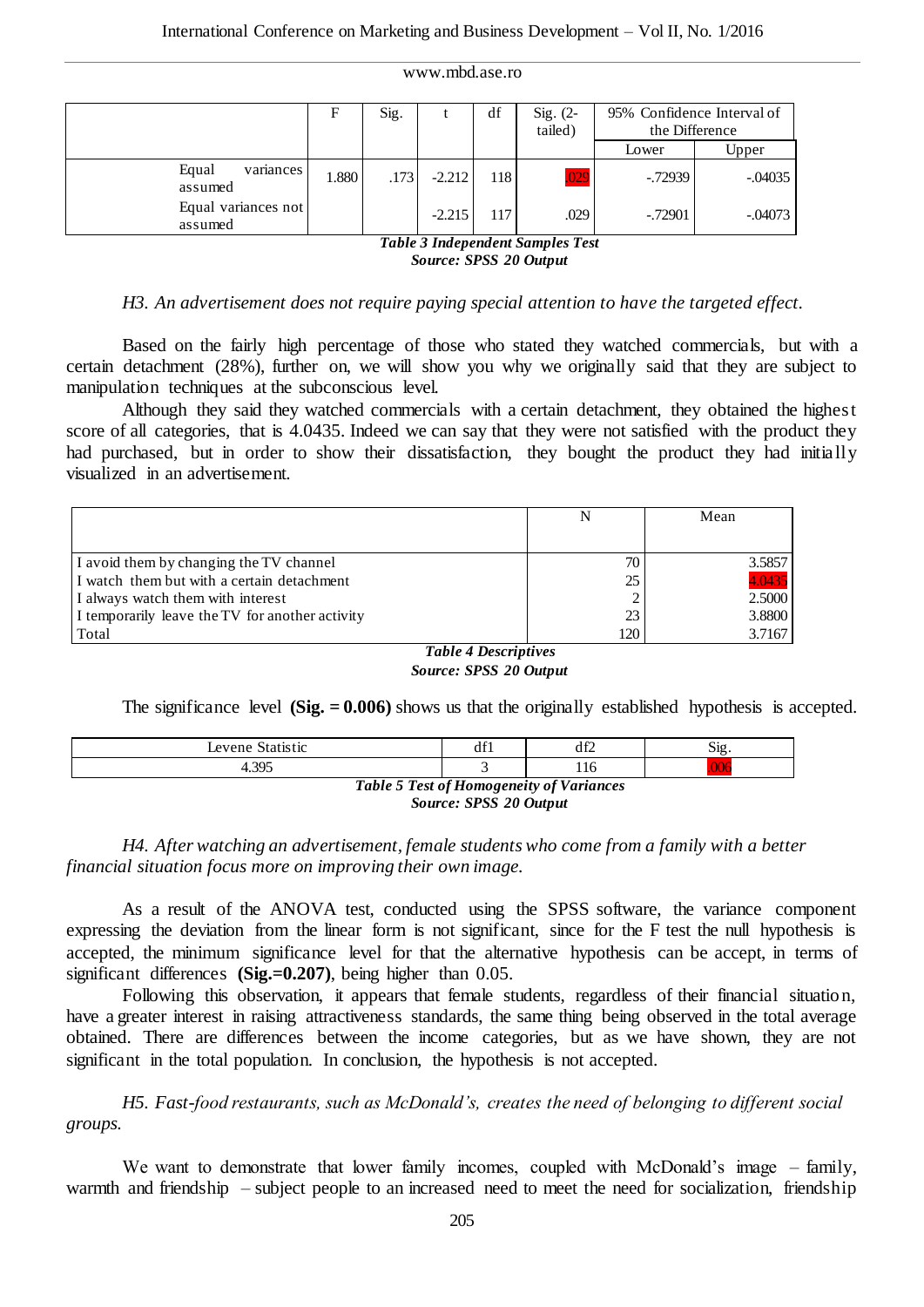| | F | Sig. | t | df | Sig. (2-tailed) | 95% Confidence Interval of the Difference | |
|---|---|---|---|---|---|---|---|
| | | | | | | Lower | Upper |
| Equal variances assumed | 1.880 | .173 | -2.212 | 118 | .029 | -.72939 | -.04035 |
| Equal variances not assumed | | | -2.215 | 117 | .029 | -.72901 | -.04073 |

***Table 3 Independent Samples Test***
***Source: SPSS 20 Output***

*H3. An advertisement does not require paying special attention to have the targeted effect.*

Based on the fairly high percentage of those who stated they watched commercials, but with a certain detachment (28%), further on, we will show you why we originally said that they are subject to manipulation techniques at the subconscious level.

Although they said they watched commercials with a certain detachment, they obtained the highest score of all categories, that is 4.0435. Indeed we can say that they were not satisfied with the product they had purchased, but in order to show their dissatisfaction, they bought the product they had initially visualized in an advertisement.

| | N | Mean |
|---|---|---|
| I avoid them by changing the TV channel | 70 | 3.5857 |
| I watch them but with a certain detachment | 25 | 4.0435 |
| I always watch them with interest | 2 | 2.5000 |
| I temporarily leave the TV for another activity | 23 | 3.8800 |
| Total | 120 | 3.7167 |

***Table 4 Descriptives***
***Source: SPSS 20 Output***

The significance level **(Sig. = 0.006)** shows us that the originally established hypothesis is accepted.

| Levene Statistic | df1 | df2 | Sig. |
|---|---|---|---|
| 4.395 | 3 | 116 | .006 |

***Table 5 Test of Homogeneity of Variances***
***Source: SPSS 20 Output***

*H4. After watching an advertisement, female students who come from a family with a better financial situation focus more on improving their own image.*

As a result of the ANOVA test, conducted using the SPSS software, the variance component expressing the deviation from the linear form is not significant, since for the F test the null hypothesis is accepted, the minimum significance level for that the alternative hypothesis can be accept, in terms of significant differences **(Sig.=0.207)**, being higher than 0.05.

Following this observation, it appears that female students, regardless of their financial situation, have a greater interest in raising attractiveness standards, the same thing being observed in the total average obtained. There are differences between the income categories, but as we have shown, they are not significant in the total population. In conclusion, the hypothesis is not accepted.

*H5. Fast-food restaurants, such as McDonald's, creates the need of belonging to different social groups.*

We want to demonstrate that lower family incomes, coupled with McDonald's image – family, warmth and friendship – subject people to an increased need to meet the need for socialization, friendship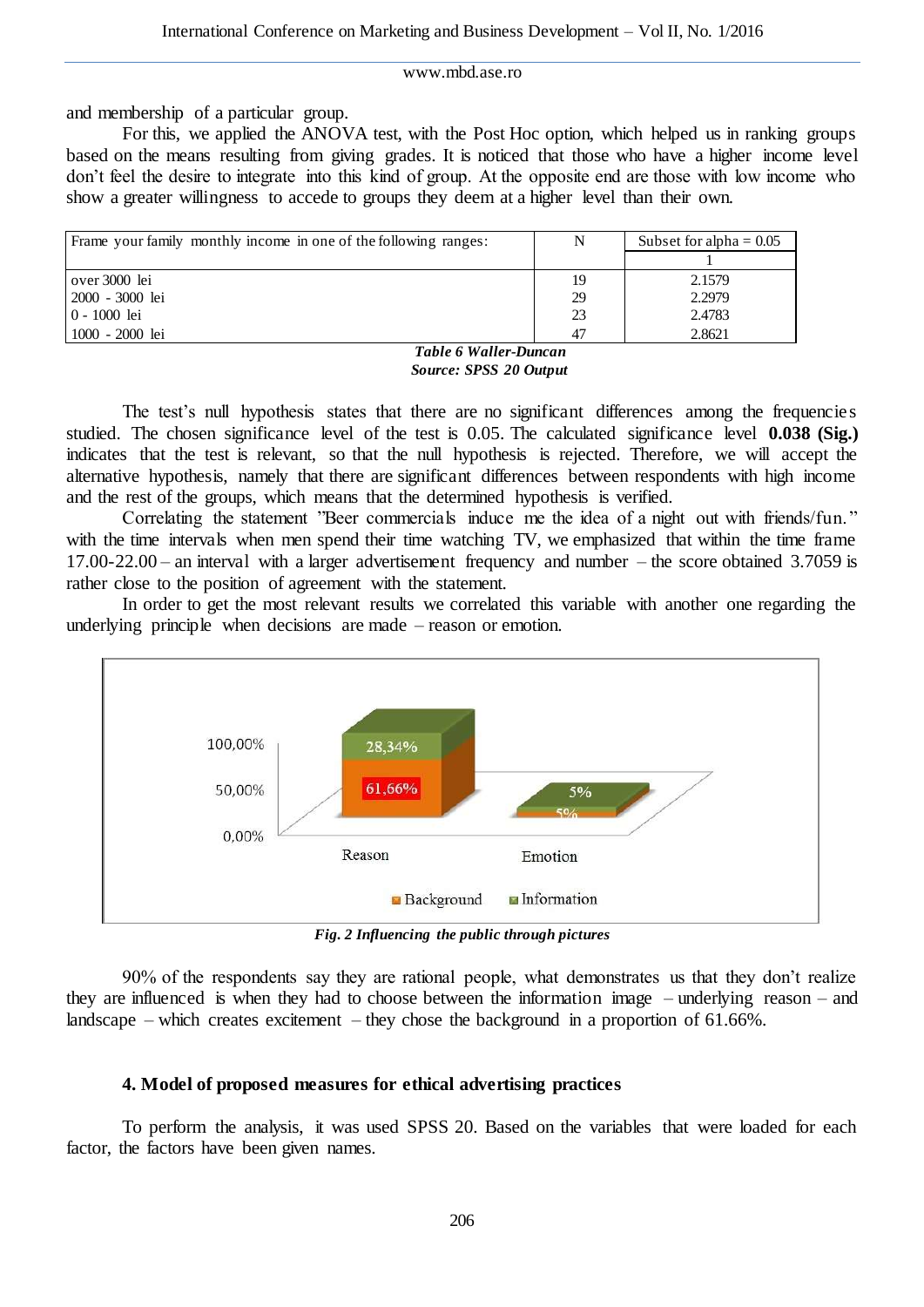and membership of a particular group.

For this, we applied the ANOVA test, with the Post Hoc option, which helped us in ranking groups based on the means resulting from giving grades. It is noticed that those who have a higher income level don't feel the desire to integrate into this kind of group. At the opposite end are those with low income who show a greater willingness to accede to groups they deem at a higher level than their own.

| Frame your family monthly income in one of the following ranges: | N | Subset for alpha = 0.05 |
|---|---|---|
| | | 1 |
| over 3000 lei | 19 | 2.1579 |
| 2000 - 3000 lei | 29 | 2.2979 |
| 0 - 1000 lei | 23 | 2.4783 |
| 1000 - 2000 lei | 47 | 2.8621 |

***Table 6 Waller-Duncan***
***Source: SPSS 20 Output***

The test's null hypothesis states that there are no significant differences among the frequencies studied. The chosen significance level of the test is 0.05. The calculated significance level **0.038 (Sig.)** indicates that the test is relevant, so that the null hypothesis is rejected. Therefore, we will accept the alternative hypothesis, namely that there are significant differences between respondents with high income and the rest of the groups, which means that the determined hypothesis is verified.

Correlating the statement "Beer commercials induce me the idea of a night out with friends/fun." with the time intervals when men spend their time watching TV, we emphasized that within the time frame 17.00-22.00 – an interval with a larger advertisement frequency and number – the score obtained 3.7059 is rather close to the position of agreement with the statement.

In order to get the most relevant results we correlated this variable with another one regarding the underlying principle when decisions are made – reason or emotion.

***Fig. 2 Influencing the public through pictures***

90% of the respondents say they are rational people, what demonstrates us that they don't realize they are influenced is when they had to choose between the information image – underlying reason – and landscape – which creates excitement – they chose the background in a proportion of 61.66%.

## 4. Model of proposed measures for ethical advertising practices

To perform the analysis, it was used SPSS 20. Based on the variables that were loaded for each factor, the factors have been given names.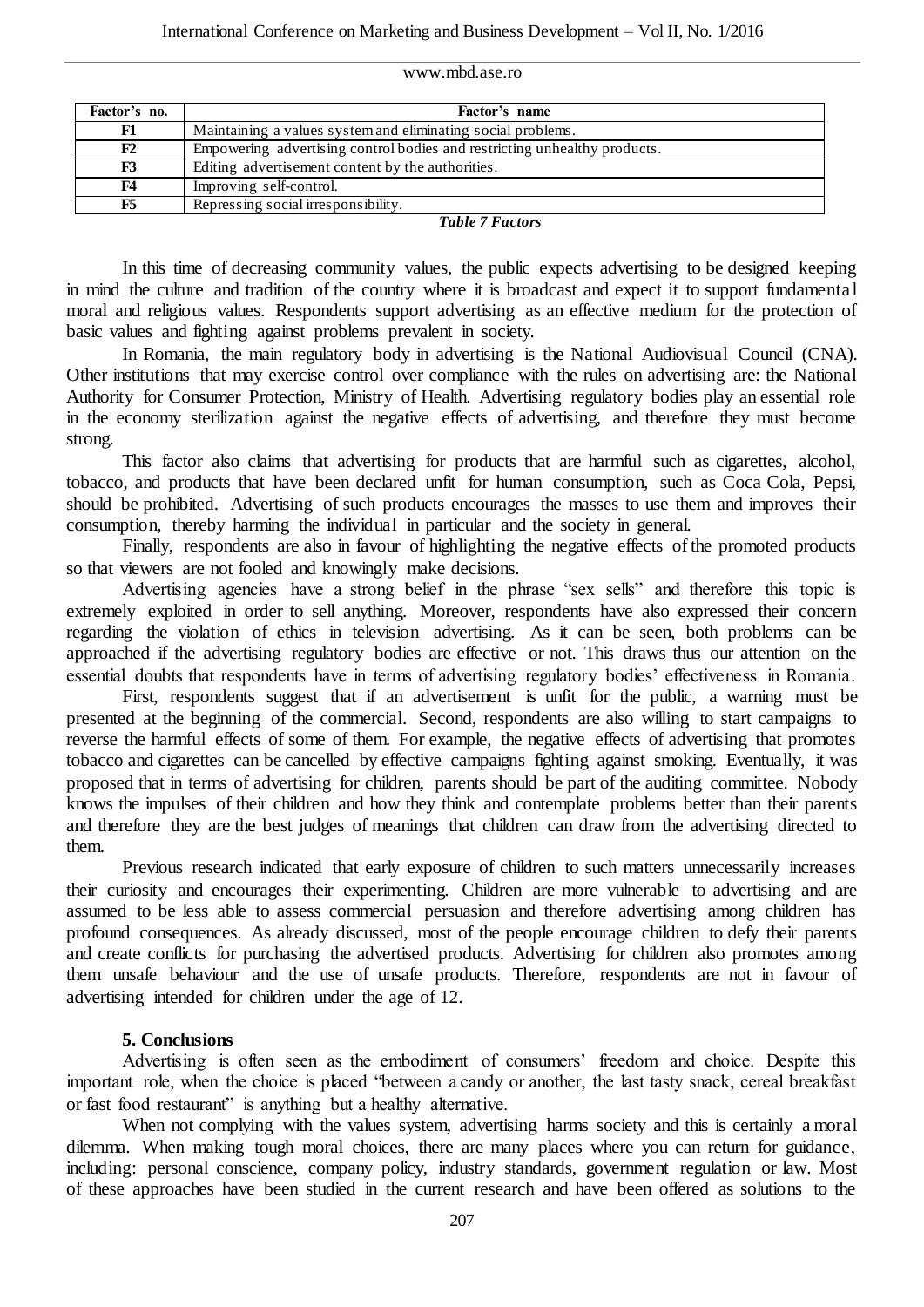| Factor's no. | Factor's name |
|---|---|
| F1 | Maintaining a values system and eliminating social problems. |
| F2 | Empowering advertising control bodies and restricting unhealthy products. |
| F3 | Editing advertisement content by the authorities. |
| F4 | Improving self-control. |
| F5 | Repressing social irresponsibility. |

***Table 7 Factors***

In this time of decreasing community values, the public expects advertising to be designed keeping in mind the culture and tradition of the country where it is broadcast and expect it to support fundamental moral and religious values. Respondents support advertising as an effective medium for the protection of basic values and fighting against problems prevalent in society.

In Romania, the main regulatory body in advertising is the National Audiovisual Council (CNA). Other institutions that may exercise control over compliance with the rules on advertising are: the National Authority for Consumer Protection, Ministry of Health. Advertising regulatory bodies play an essential role in the economy sterilization against the negative effects of advertising, and therefore they must become strong.

This factor also claims that advertising for products that are harmful such as cigarettes, alcohol, tobacco, and products that have been declared unfit for human consumption, such as Coca Cola, Pepsi, should be prohibited. Advertising of such products encourages the masses to use them and improves their consumption, thereby harming the individual in particular and the society in general.

Finally, respondents are also in favour of highlighting the negative effects of the promoted products so that viewers are not fooled and knowingly make decisions.

Advertising agencies have a strong belief in the phrase "sex sells" and therefore this topic is extremely exploited in order to sell anything. Moreover, respondents have also expressed their concern regarding the violation of ethics in television advertising. As it can be seen, both problems can be approached if the advertising regulatory bodies are effective or not. This draws thus our attention on the essential doubts that respondents have in terms of advertising regulatory bodies' effectiveness in Romania.

First, respondents suggest that if an advertisement is unfit for the public, a warning must be presented at the beginning of the commercial. Second, respondents are also willing to start campaigns to reverse the harmful effects of some of them. For example, the negative effects of advertising that promotes tobacco and cigarettes can be cancelled by effective campaigns fighting against smoking. Eventually, it was proposed that in terms of advertising for children, parents should be part of the auditing committee. Nobody knows the impulses of their children and how they think and contemplate problems better than their parents and therefore they are the best judges of meanings that children can draw from the advertising directed to them.

Previous research indicated that early exposure of children to such matters unnecessarily increases their curiosity and encourages their experimenting. Children are more vulnerable to advertising and are assumed to be less able to assess commercial persuasion and therefore advertising among children has profound consequences. As already discussed, most of the people encourage children to defy their parents and create conflicts for purchasing the advertised products. Advertising for children also promotes among them unsafe behaviour and the use of unsafe products. Therefore, respondents are not in favour of advertising intended for children under the age of 12.

## 5. Conclusions

Advertising is often seen as the embodiment of consumers' freedom and choice. Despite this important role, when the choice is placed "between a candy or another, the last tasty snack, cereal breakfast or fast food restaurant" is anything but a healthy alternative.

When not complying with the values system, advertising harms society and this is certainly a moral dilemma. When making tough moral choices, there are many places where you can return for guidance, including: personal conscience, company policy, industry standards, government regulation or law. Most of these approaches have been studied in the current research and have been offered as solutions to the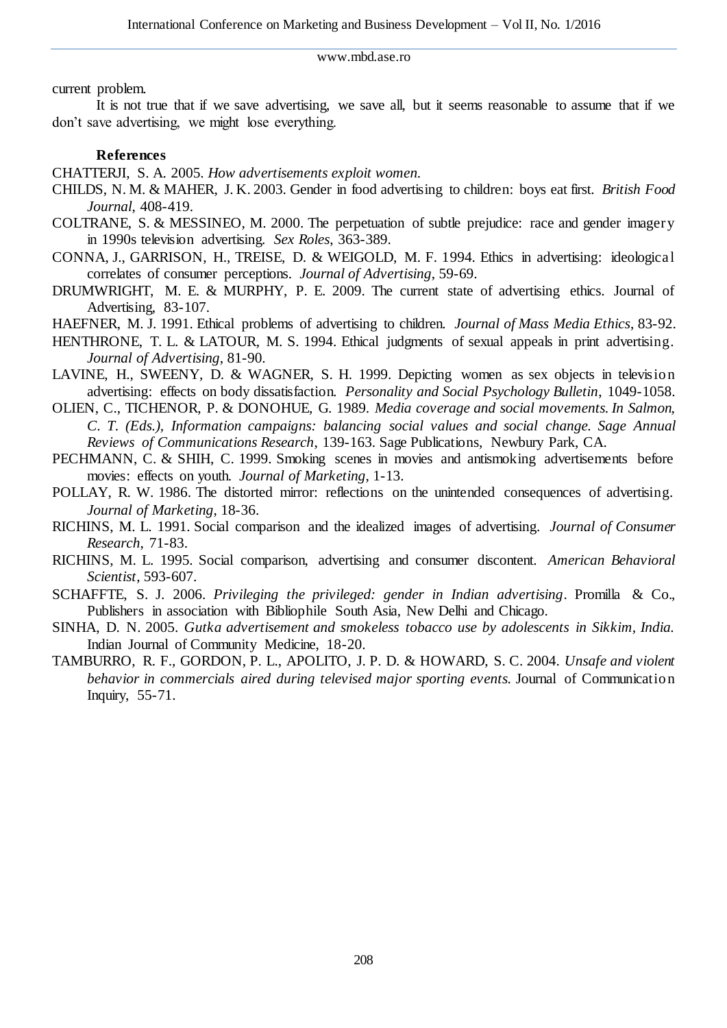current problem.

It is not true that if we save advertising, we save all, but it seems reasonable to assume that if we don't save advertising, we might lose everything.

## References

CHATTERJI, S. A. 2005. *How advertisements exploit women*.

CHILDS, N. M. & MAHER, J. K. 2003. Gender in food advertising to children: boys eat first. *British Food Journal*, 408-419.

COLTRANE, S. & MESSINEO, M. 2000. The perpetuation of subtle prejudice: race and gender imagery in 1990s television advertising. *Sex Roles*, 363-389.

CONNA, J., GARRISON, H., TREISE, D. & WEIGOLD, M. F. 1994. Ethics in advertising: ideological correlates of consumer perceptions. *Journal of Advertising*, 59-69.

DRUMWRIGHT, M. E. & MURPHY, P. E. 2009. The current state of advertising ethics. Journal of Advertising, 83-107.

HAEFNER, M. J. 1991. Ethical problems of advertising to children. *Journal of Mass Media Ethics*, 83-92.

HENTHRONE, T. L. & LATOUR, M. S. 1994. Ethical judgments of sexual appeals in print advertising. *Journal of Advertising*, 81-90.

LAVINE, H., SWEENY, D. & WAGNER, S. H. 1999. Depicting women as sex objects in television advertising: effects on body dissatisfaction. *Personality and Social Psychology Bulletin*, 1049-1058.

OLIEN, C., TICHENOR, P. & DONOHUE, G. 1989. *Media coverage and social movements. In Salmon, C. T. (Eds.), Information campaigns: balancing social values and social change. Sage Annual Reviews of Communications Research*, 139-163. Sage Publications, Newbury Park, CA.

PECHMANN, C. & SHIH, C. 1999. Smoking scenes in movies and antismoking advertisements before movies: effects on youth. *Journal of Marketing*, 1-13.

POLLAY, R. W. 1986. The distorted mirror: reflections on the unintended consequences of advertising. *Journal of Marketing*, 18-36.

RICHINS, M. L. 1991. Social comparison and the idealized images of advertising. *Journal of Consumer Research*, 71-83.

RICHINS, M. L. 1995. Social comparison, advertising and consumer discontent. *American Behavioral Scientist*, 593-607.

SCHAFFTE, S. J. 2006. *Privileging the privileged: gender in Indian advertising*. Promilla & Co., Publishers in association with Bibliophile South Asia, New Delhi and Chicago.

SINHA, D. N. 2005. *Gutka advertisement and smokeless tobacco use by adolescents in Sikkim, India.* Indian Journal of Community Medicine, 18-20.

TAMBURRO, R. F., GORDON, P. L., APOLITO, J. P. D. & HOWARD, S. C. 2004. *Unsafe and violent behavior in commercials aired during televised major sporting events.* Journal of Communication Inquiry, 55-71.